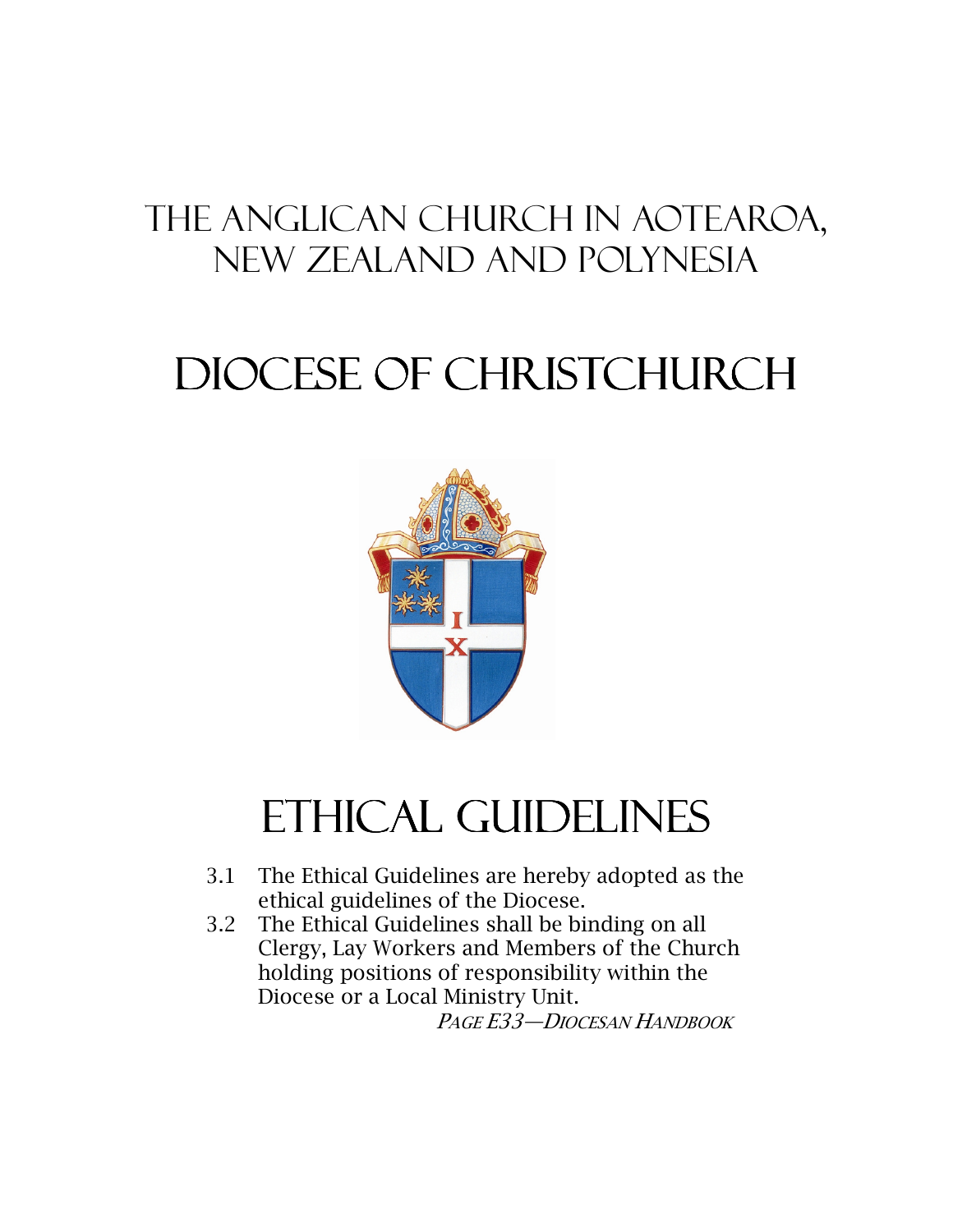# The Anglican Church in Aotearoa, New Zealand and Polynesia

# Diocese of Christchurch

# Ethical Guidelines

3.1 The Ethical Guidelines are hereby adopted as the ethical guidelines of the Diocese.

3.2 The Ethical Guidelines shall be binding on all Clergy, Lay Workers and Members of the Church holding positions of responsibility within the Diocese or a Local Ministry Unit.

*Page E33—Diocesan Handbook*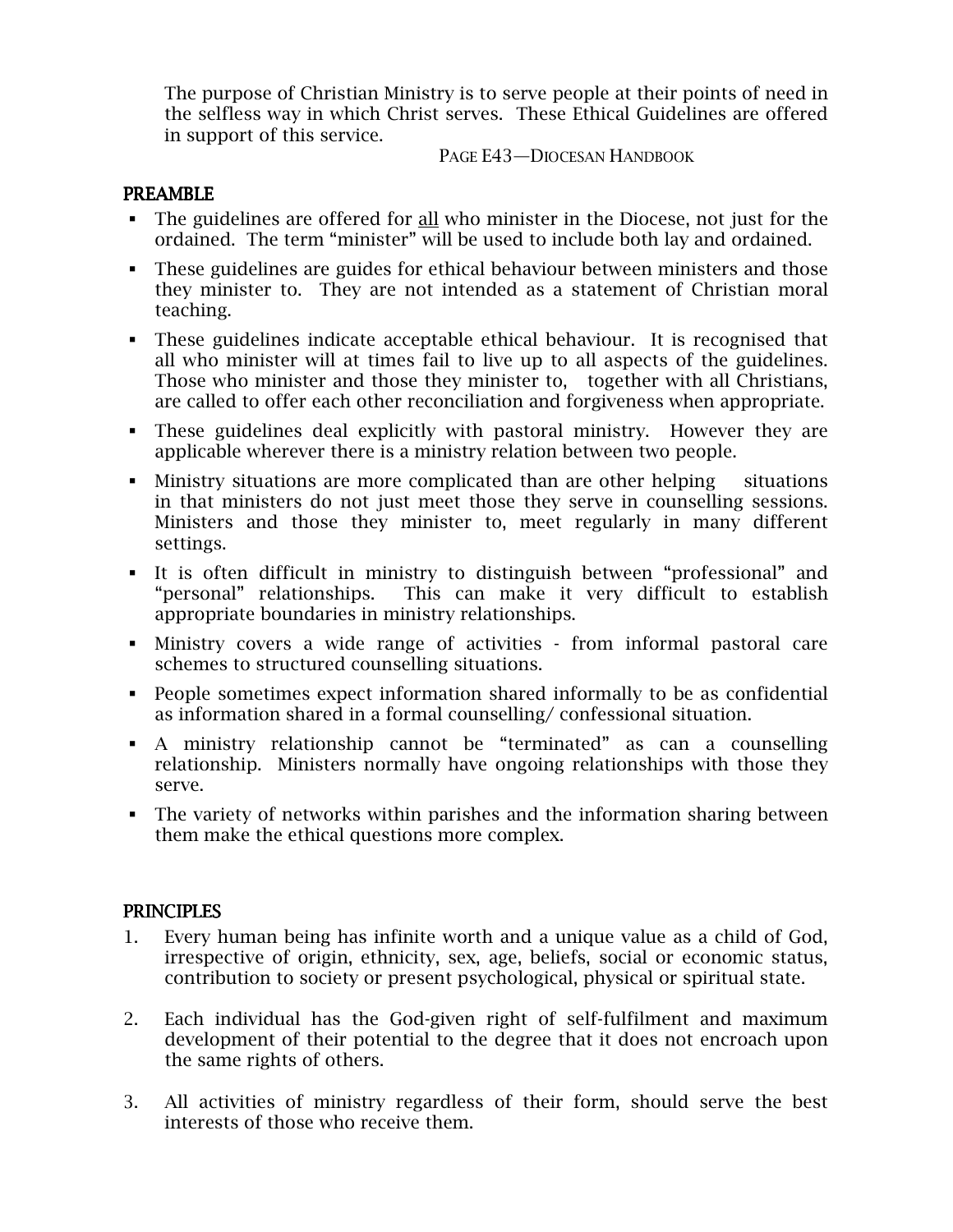The purpose of Christian Ministry is to serve people at their points of need in the selfless way in which Christ serves. These Ethical Guidelines are offered in support of this service.

PAGE E43—DIOCESAN HANDBOOK

## PREAMBLE

- The guidelines are offered for <u>all</u> who minister in the Diocese, not just for the ordained. The term "minister" will be used to include both lay and ordained.
- These guidelines are guides for ethical behaviour between ministers and those they minister to. They are not intended as a statement of Christian moral teaching.
- These guidelines indicate acceptable ethical behaviour. It is recognised that all who minister will at times fail to live up to all aspects of the guidelines. Those who minister and those they minister to, together with all Christians, are called to offer each other reconciliation and forgiveness when appropriate.
- These guidelines deal explicitly with pastoral ministry. However they are applicable wherever there is a ministry relation between two people.
- Ministry situations are more complicated than are other helping situations in that ministers do not just meet those they serve in counselling sessions. Ministers and those they minister to, meet regularly in many different settings.
- It is often difficult in ministry to distinguish between "professional" and "personal" relationships. This can make it very difficult to establish appropriate boundaries in ministry relationships.
- Ministry covers a wide range of activities - from informal pastoral care schemes to structured counselling situations.
- People sometimes expect information shared informally to be as confidential as information shared in a formal counselling/ confessional situation.
- A ministry relationship cannot be "terminated" as can a counselling relationship. Ministers normally have ongoing relationships with those they serve.
- The variety of networks within parishes and the information sharing between them make the ethical questions more complex.

## PRINCIPLES

1. Every human being has infinite worth and a unique value as a child of God, irrespective of origin, ethnicity, sex, age, beliefs, social or economic status, contribution to society or present psychological, physical or spiritual state.

2. Each individual has the God-given right of self-fulfilment and maximum development of their potential to the degree that it does not encroach upon the same rights of others.

3. All activities of ministry regardless of their form, should serve the best interests of those who receive them.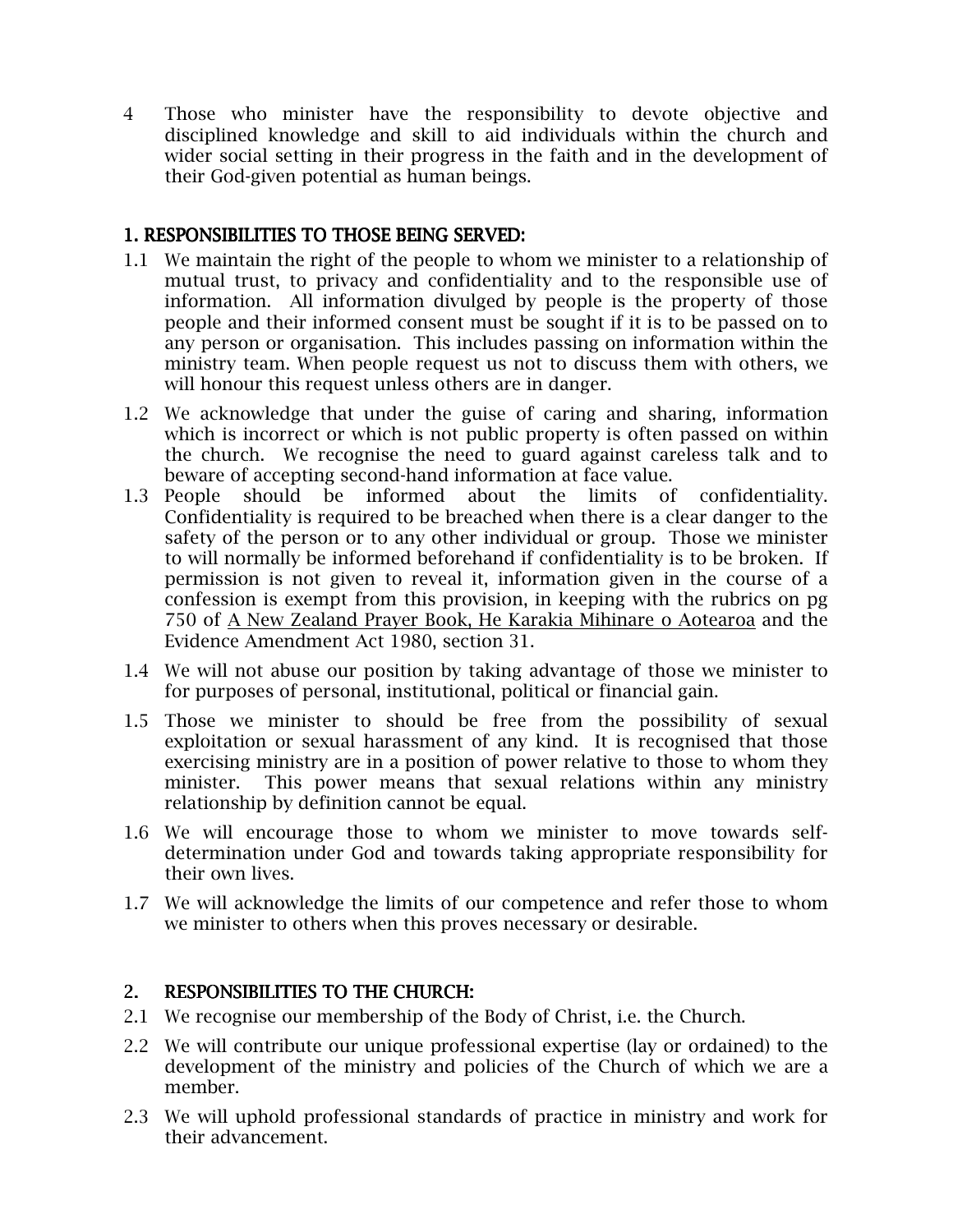4 Those who minister have the responsibility to devote objective and disciplined knowledge and skill to aid individuals within the church and wider social setting in their progress in the faith and in the development of their God-given potential as human beings.

## 1. RESPONSIBILITIES TO THOSE BEING SERVED:

1.1 We maintain the right of the people to whom we minister to a relationship of mutual trust, to privacy and confidentiality and to the responsible use of information. All information divulged by people is the property of those people and their informed consent must be sought if it is to be passed on to any person or organisation. This includes passing on information within the ministry team. When people request us not to discuss them with others, we will honour this request unless others are in danger.

1.2 We acknowledge that under the guise of caring and sharing, information which is incorrect or which is not public property is often passed on within the church. We recognise the need to guard against careless talk and to beware of accepting second-hand information at face value.

1.3 People should be informed about the limits of confidentiality. Confidentiality is required to be breached when there is a clear danger to the safety of the person or to any other individual or group. Those we minister to will normally be informed beforehand if confidentiality is to be broken. If permission is not given to reveal it, information given in the course of a confession is exempt from this provision, in keeping with the rubrics on pg 750 of A New Zealand Prayer Book, He Karakia Mihinare o Aotearoa and the Evidence Amendment Act 1980, section 31.

1.4 We will not abuse our position by taking advantage of those we minister to for purposes of personal, institutional, political or financial gain.

1.5 Those we minister to should be free from the possibility of sexual exploitation or sexual harassment of any kind. It is recognised that those exercising ministry are in a position of power relative to those to whom they minister. This power means that sexual relations within any ministry relationship by definition cannot be equal.

1.6 We will encourage those to whom we minister to move towards self-determination under God and towards taking appropriate responsibility for their own lives.

1.7 We will acknowledge the limits of our competence and refer those to whom we minister to others when this proves necessary or desirable.

## 2. RESPONSIBILITIES TO THE CHURCH:

2.1 We recognise our membership of the Body of Christ, i.e. the Church.

2.2 We will contribute our unique professional expertise (lay or ordained) to the development of the ministry and policies of the Church of which we are a member.

2.3 We will uphold professional standards of practice in ministry and work for their advancement.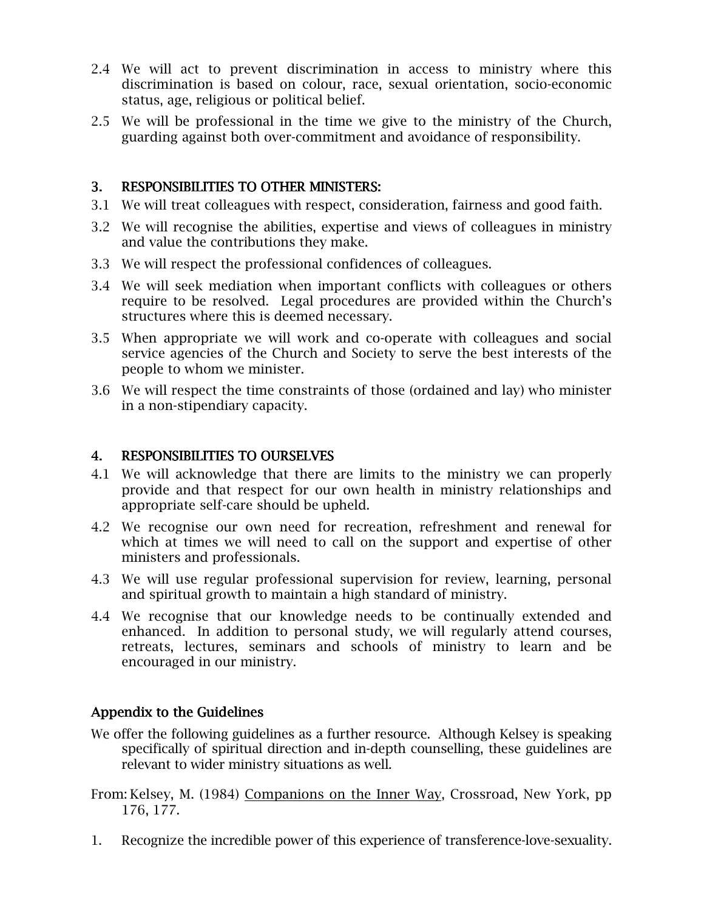2.4 We will act to prevent discrimination in access to ministry where this discrimination is based on colour, race, sexual orientation, socio-economic status, age, religious or political belief.

2.5 We will be professional in the time we give to the ministry of the Church, guarding against both over-commitment and avoidance of responsibility.

## 3. RESPONSIBILITIES TO OTHER MINISTERS:

3.1 We will treat colleagues with respect, consideration, fairness and good faith.

3.2 We will recognise the abilities, expertise and views of colleagues in ministry and value the contributions they make.

3.3 We will respect the professional confidences of colleagues.

3.4 We will seek mediation when important conflicts with colleagues or others require to be resolved. Legal procedures are provided within the Church's structures where this is deemed necessary.

3.5 When appropriate we will work and co-operate with colleagues and social service agencies of the Church and Society to serve the best interests of the people to whom we minister.

3.6 We will respect the time constraints of those (ordained and lay) who minister in a non-stipendiary capacity.

## 4. RESPONSIBILITIES TO OURSELVES

4.1 We will acknowledge that there are limits to the ministry we can properly provide and that respect for our own health in ministry relationships and appropriate self-care should be upheld.

4.2 We recognise our own need for recreation, refreshment and renewal for which at times we will need to call on the support and expertise of other ministers and professionals.

4.3 We will use regular professional supervision for review, learning, personal and spiritual growth to maintain a high standard of ministry.

4.4 We recognise that our knowledge needs to be continually extended and enhanced. In addition to personal study, we will regularly attend courses, retreats, lectures, seminars and schools of ministry to learn and be encouraged in our ministry.

## Appendix to the Guidelines

We offer the following guidelines as a further resource. Although Kelsey is speaking specifically of spiritual direction and in-depth counselling, these guidelines are relevant to wider ministry situations as well.

From: Kelsey, M. (1984) Companions on the Inner Way, Crossroad, New York, pp 176, 177.

1. Recognize the incredible power of this experience of transference-love-sexuality.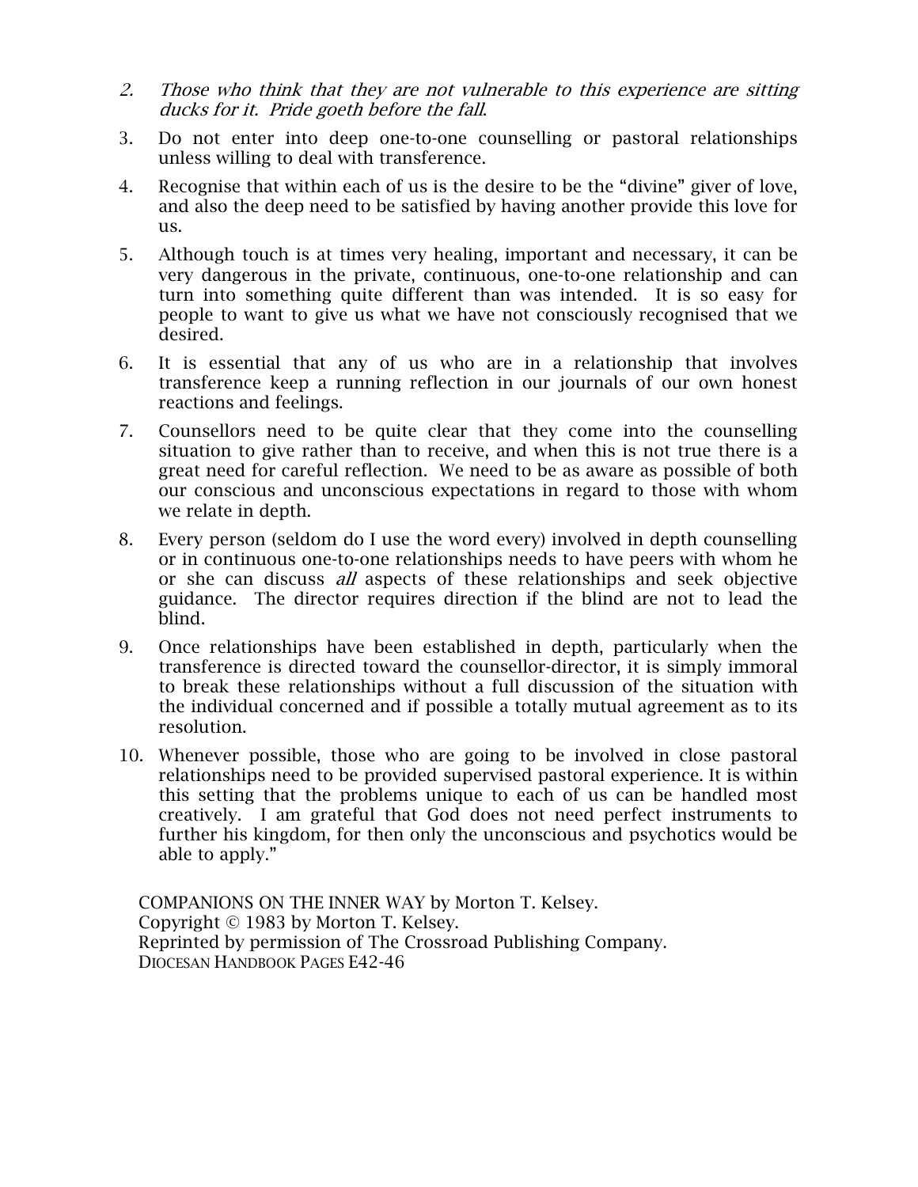2. *Those who think that they are not vulnerable to this experience are sitting ducks for it. Pride goeth before the fall.*
3. Do not enter into deep one-to-one counselling or pastoral relationships unless willing to deal with transference.
4. Recognise that within each of us is the desire to be the "divine" giver of love, and also the deep need to be satisfied by having another provide this love for us.
5. Although touch is at times very healing, important and necessary, it can be very dangerous in the private, continuous, one-to-one relationship and can turn into something quite different than was intended. It is so easy for people to want to give us what we have not consciously recognised that we desired.
6. It is essential that any of us who are in a relationship that involves transference keep a running reflection in our journals of our own honest reactions and feelings.
7. Counsellors need to be quite clear that they come into the counselling situation to give rather than to receive, and when this is not true there is a great need for careful reflection. We need to be as aware as possible of both our conscious and unconscious expectations in regard to those with whom we relate in depth.
8. Every person (seldom do I use the word every) involved in depth counselling or in continuous one-to-one relationships needs to have peers with whom he or she can discuss *all* aspects of these relationships and seek objective guidance. The director requires direction if the blind are not to lead the blind.
9. Once relationships have been established in depth, particularly when the transference is directed toward the counsellor-director, it is simply immoral to break these relationships without a full discussion of the situation with the individual concerned and if possible a totally mutual agreement as to its resolution.
10. Whenever possible, those who are going to be involved in close pastoral relationships need to be provided supervised pastoral experience. It is within this setting that the problems unique to each of us can be handled most creatively. I am grateful that God does not need perfect instruments to further his kingdom, for then only the unconscious and psychotics would be able to apply."

COMPANIONS ON THE INNER WAY by Morton T. Kelsey.
Copyright © 1983 by Morton T. Kelsey.
Reprinted by permission of The Crossroad Publishing Company.
DIOCESAN HANDBOOK PAGES E42-46